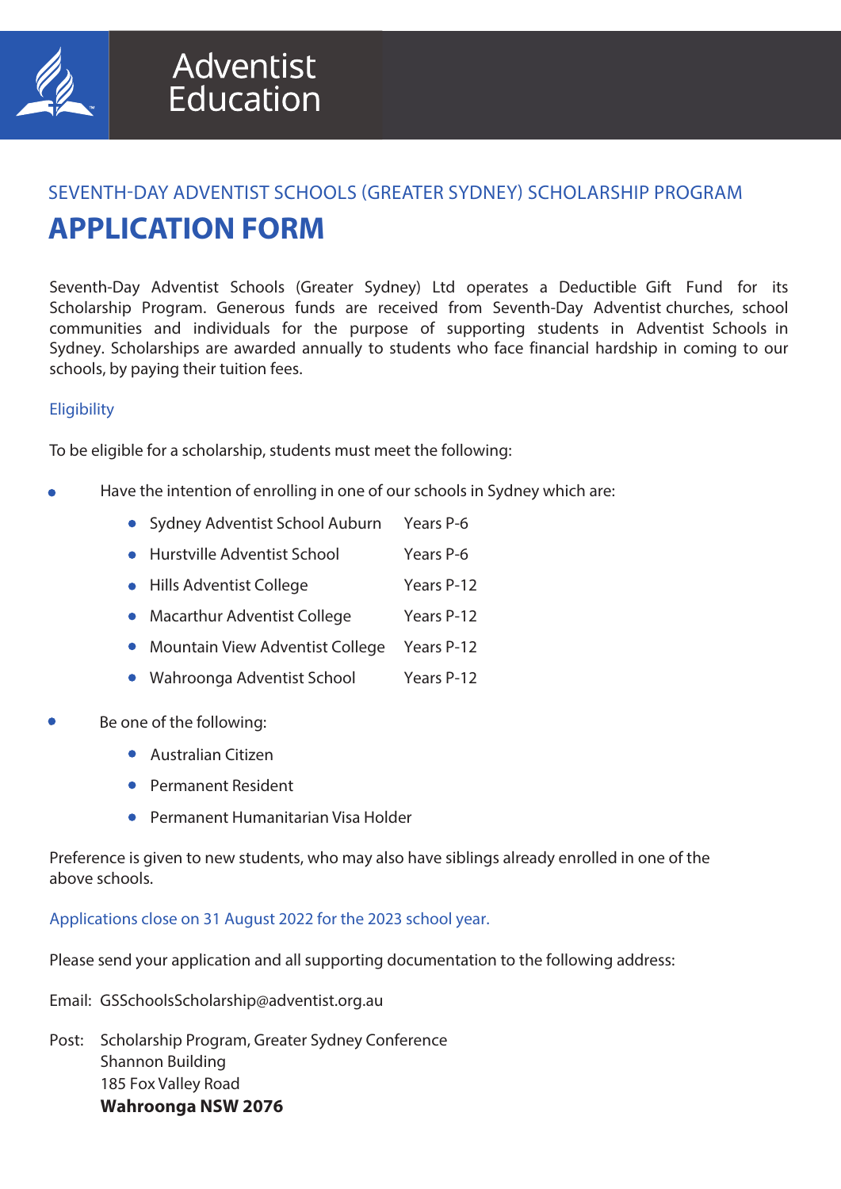Adventist Education

SEVENTH-DAY ADVENTIST SCHOOLS (GREATER SYDNEY) SCHOLARSHIP PROGRAM

# APPLICATION FORM

Seventh-Day Adventist Schools (Greater Sydney) Ltd operates a Deductible Gift Fund for its Scholarship Program. Generous funds are received from Seventh-Day Adventist churches, school communities and individuals for the purpose of supporting students in Adventist Schools in Sydney. Scholarships are awarded annually to students who face financial hardship in coming to our schools, by paying their tuition fees.

## Eligibility

To be eligible for a scholarship, students must meet the following:

- Have the intention of enrolling in one of our schools in Sydney which are:
  - Sydney Adventist School Auburn — Years P-6
  - Hurstville Adventist School — Years P-6
  - Hills Adventist College — Years P-12
  - Macarthur Adventist College — Years P-12
  - Mountain View Adventist College — Years P-12
  - Wahroonga Adventist School — Years P-12
- Be one of the following:
  - Australian Citizen
  - Permanent Resident
  - Permanent Humanitarian Visa Holder

Preference is given to new students, who may also have siblings already enrolled in one of the above schools.

Applications close on 31 August 2022 for the 2023 school year.

Please send your application and all supporting documentation to the following address:

Email: GSSchoolsScholarship@adventist.org.au

Post: Scholarship Program, Greater Sydney Conference
Shannon Building
185 Fox Valley Road
**Wahroonga NSW 2076**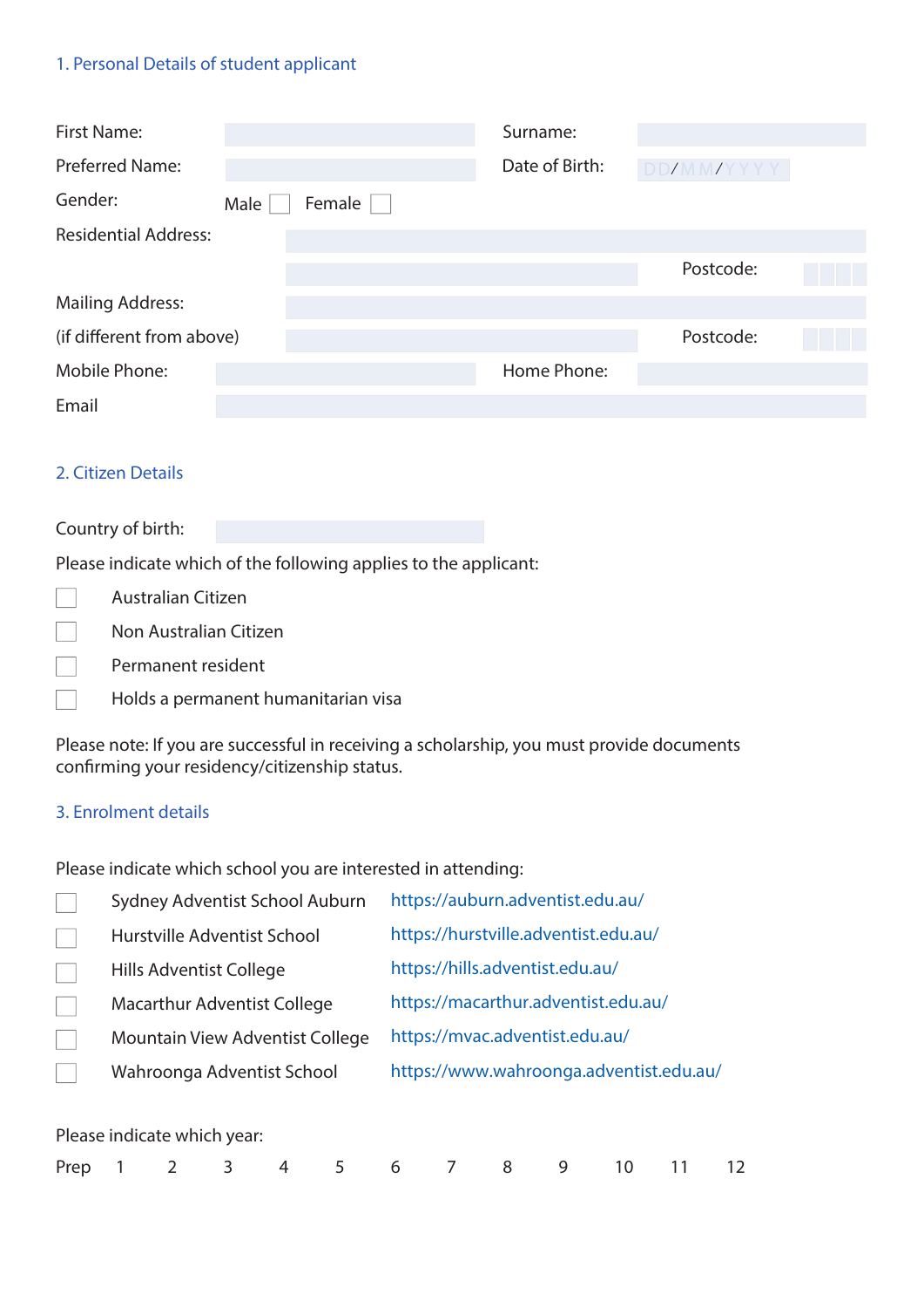## 1. Personal Details of student applicant

First Name: Surname:

Preferred Name: Date of Birth: DD/MM/YYYY

Gender: Male ☐ Female ☐

Residential Address:

Postcode:

Mailing Address:

(if different from above)

Postcode:

Mobile Phone: Home Phone:

Email

## 2. Citizen Details

Country of birth:

Please indicate which of the following applies to the applicant:

☐ Australian Citizen

☐ Non Australian Citizen

☐ Permanent resident

☐ Holds a permanent humanitarian visa

Please note: If you are successful in receiving a scholarship, you must provide documents confirming your residency/citizenship status.

## 3. Enrolment details

Please indicate which school you are interested in attending:

☐ Sydney Adventist School Auburn https://auburn.adventist.edu.au/

☐ Hurstville Adventist School https://hurstville.adventist.edu.au/

☐ Hills Adventist College https://hills.adventist.edu.au/

☐ Macarthur Adventist College https://macarthur.adventist.edu.au/

☐ Mountain View Adventist College https://mvac.adventist.edu.au/

☐ Wahroonga Adventist School https://www.wahroonga.adventist.edu.au/

Please indicate which year:

Prep 1 2 3 4 5 6 7 8 9 10 11 12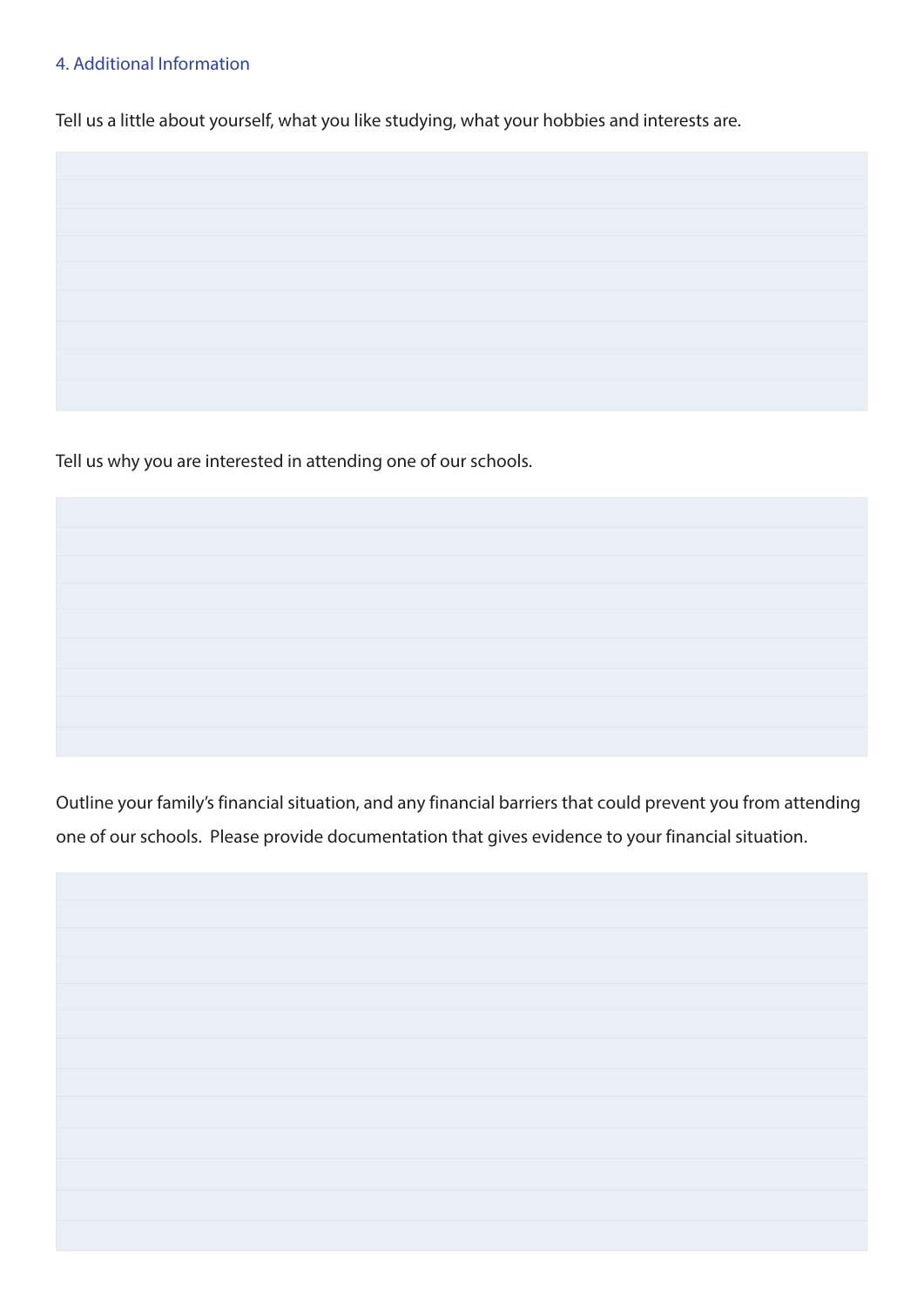## 4. Additional Information

Tell us a little about yourself, what you like studying, what your hobbies and interests are.

Tell us why you are interested in attending one of our schools.

Outline your family's financial situation, and any financial barriers that could prevent you from attending one of our schools. Please provide documentation that gives evidence to your financial situation.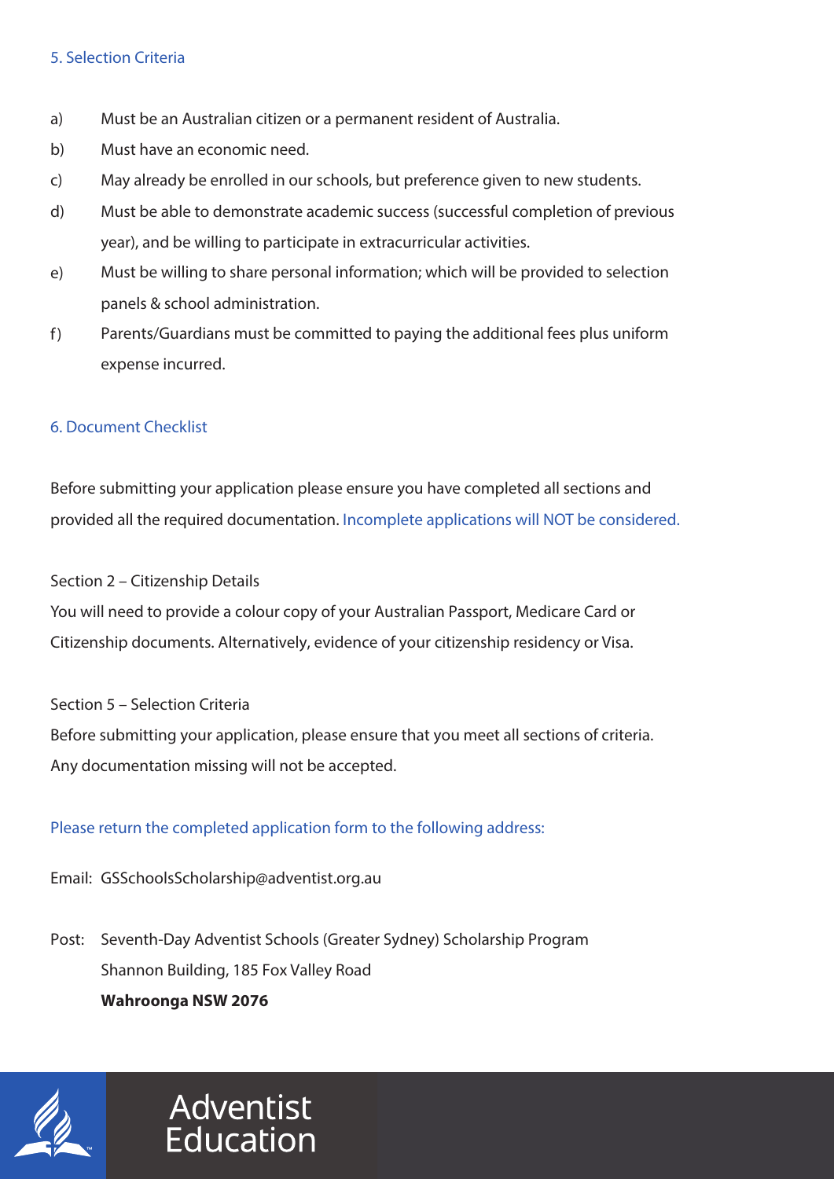## 5. Selection Criteria

a) Must be an Australian citizen or a permanent resident of Australia.

b) Must have an economic need.

c) May already be enrolled in our schools, but preference given to new students.

d) Must be able to demonstrate academic success (successful completion of previous year), and be willing to participate in extracurricular activities.

e) Must be willing to share personal information; which will be provided to selection panels & school administration.

f) Parents/Guardians must be committed to paying the additional fees plus uniform expense incurred.

## 6. Document Checklist

Before submitting your application please ensure you have completed all sections and provided all the required documentation. Incomplete applications will NOT be considered.

Section 2 – Citizenship Details
You will need to provide a colour copy of your Australian Passport, Medicare Card or Citizenship documents. Alternatively, evidence of your citizenship residency or Visa.

Section 5 – Selection Criteria
Before submitting your application, please ensure that you meet all sections of criteria. Any documentation missing will not be accepted.

Please return the completed application form to the following address:

Email: GSSchoolsScholarship@adventist.org.au

Post: Seventh-Day Adventist Schools (Greater Sydney) Scholarship Program
Shannon Building, 185 Fox Valley Road
**Wahroonga NSW 2076**

Adventist Education